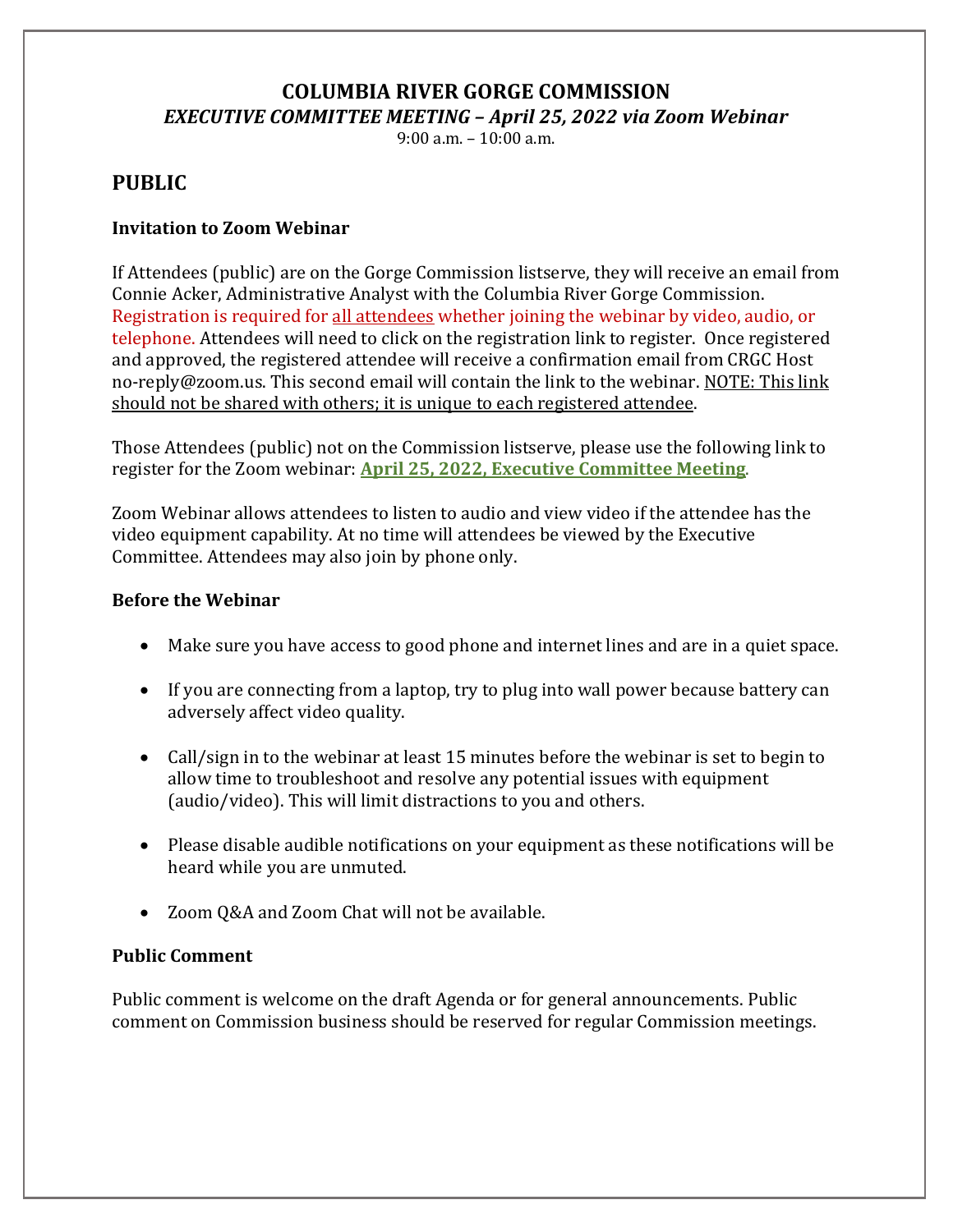# COLUMBIA RIVER GORGE COMMISSION

***EXECUTIVE COMMITTEE MEETING – April 25, 2022 via Zoom Webinar***

9:00 a.m. – 10:00 a.m.

## PUBLIC

### Invitation to Zoom Webinar

If Attendees (public) are on the Gorge Commission listserve, they will receive an email from Connie Acker, Administrative Analyst with the Columbia River Gorge Commission. Registration is required for all attendees whether joining the webinar by video, audio, or telephone. Attendees will need to click on the registration link to register. Once registered and approved, the registered attendee will receive a confirmation email from CRGC Host no-reply@zoom.us. This second email will contain the link to the webinar. NOTE: This link should not be shared with others; it is unique to each registered attendee.

Those Attendees (public) not on the Commission listserve, please use the following link to register for the Zoom webinar: **April 25, 2022, Executive Committee Meeting**.

Zoom Webinar allows attendees to listen to audio and view video if the attendee has the video equipment capability. At no time will attendees be viewed by the Executive Committee. Attendees may also join by phone only.

### Before the Webinar

- Make sure you have access to good phone and internet lines and are in a quiet space.
- If you are connecting from a laptop, try to plug into wall power because battery can adversely affect video quality.
- Call/sign in to the webinar at least 15 minutes before the webinar is set to begin to allow time to troubleshoot and resolve any potential issues with equipment (audio/video). This will limit distractions to you and others.
- Please disable audible notifications on your equipment as these notifications will be heard while you are unmuted.
- Zoom Q&A and Zoom Chat will not be available.

### Public Comment

Public comment is welcome on the draft Agenda or for general announcements. Public comment on Commission business should be reserved for regular Commission meetings.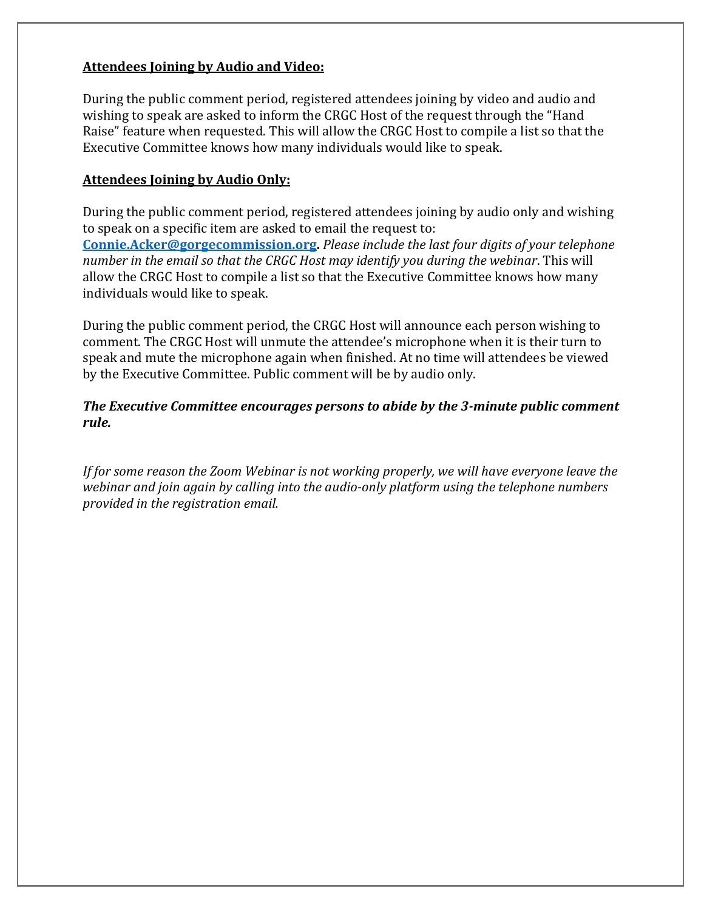**Attendees Joining by Audio and Video:**

During the public comment period, registered attendees joining by video and audio and wishing to speak are asked to inform the CRGC Host of the request through the "Hand Raise" feature when requested. This will allow the CRGC Host to compile a list so that the Executive Committee knows how many individuals would like to speak.

**Attendees Joining by Audio Only:**

During the public comment period, registered attendees joining by audio only and wishing to speak on a specific item are asked to email the request to: **Connie.Acker@gorgecommission.org**. *Please include the last four digits of your telephone number in the email so that the CRGC Host may identify you during the webinar*. This will allow the CRGC Host to compile a list so that the Executive Committee knows how many individuals would like to speak.

During the public comment period, the CRGC Host will announce each person wishing to comment. The CRGC Host will unmute the attendee's microphone when it is their turn to speak and mute the microphone again when finished. At no time will attendees be viewed by the Executive Committee. Public comment will be by audio only.

***The Executive Committee encourages persons to abide by the 3-minute public comment rule.***

*If for some reason the Zoom Webinar is not working properly, we will have everyone leave the webinar and join again by calling into the audio-only platform using the telephone numbers provided in the registration email.*